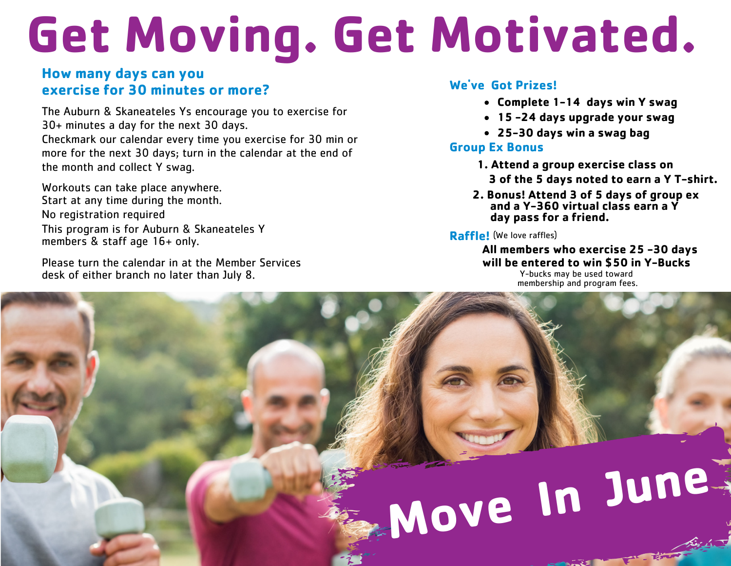# Get Moving. Get Motivated.

## How many days can you exercise for 30 minutes or more?

The Auburn & Skaneateles Ys encourage you to exercise for 30+ minutes a day for the next 30 days.
Checkmark our calendar every time you exercise for 30 min or more for the next 30 days; turn in the calendar at the end of the month and collect Y swag.

Workouts can take place anywhere.
Start at any time during the month.
No registration required
This program is for Auburn & Skaneateles Y members & staff age 16+ only.

Please turn the calendar in at the Member Services desk of either branch no later than July 8.

## We've Got Prizes!

- **Complete 1-14 days win Y swag**
- **15 -24 days upgrade your swag**
- **25-30 days win a swag bag**

## Group Ex Bonus

1. **Attend a group exercise class on 3 of the 5 days noted to earn a Y T-shirt.**
2. **Bonus! Attend 3 of 5 days of group ex and a Y-360 virtual class earn a Y day pass for a friend.**

## Raffle! (We love raffles)

**All members who exercise 25 -30 days will be entered to win $50 in Y-Bucks**

Y-bucks may be used toward membership and program fees.

# Move In June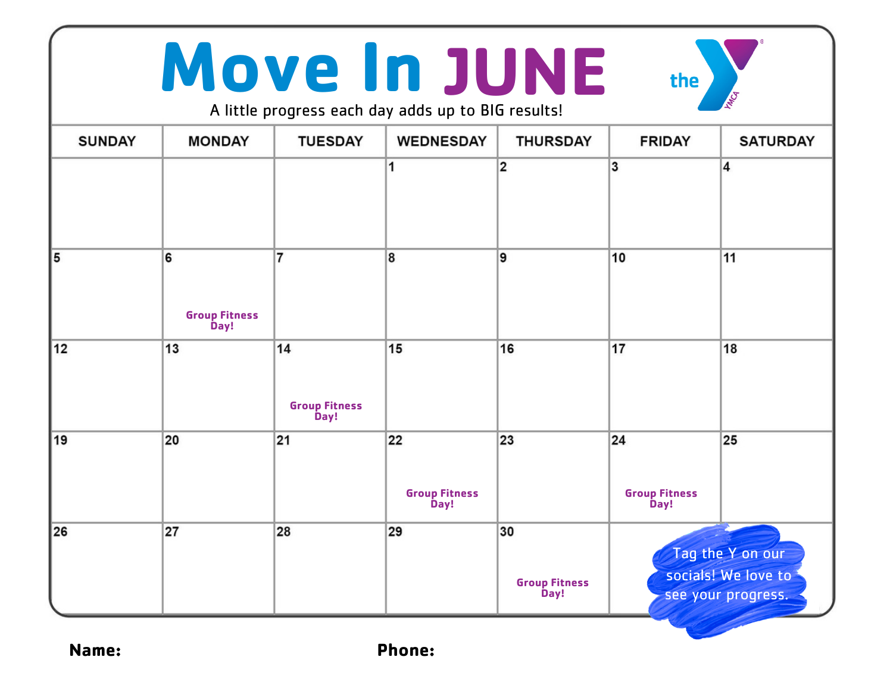# Move In JUNE

the YMCA

A little progress each day adds up to BIG results!

| SUNDAY | MONDAY | TUESDAY | WEDNESDAY | THURSDAY | FRIDAY | SATURDAY |
|---|---|---|---|---|---|---|
| | | | 1 | 2 | 3 | 4 |
| 5 | 6 Group Fitness Day! | 7 | 8 | 9 | 10 | 11 |
| 12 | 13 | 14 Group Fitness Day! | 15 | 16 | 17 | 18 |
| 19 | 20 | 21 | 22 Group Fitness Day! | 23 | 24 Group Fitness Day! | 25 |
| 26 | 27 | 28 | 29 | 30 Group Fitness Day! | | |

Tag the Y on our socials! We love to see your progress.

**Name:**

**Phone:**